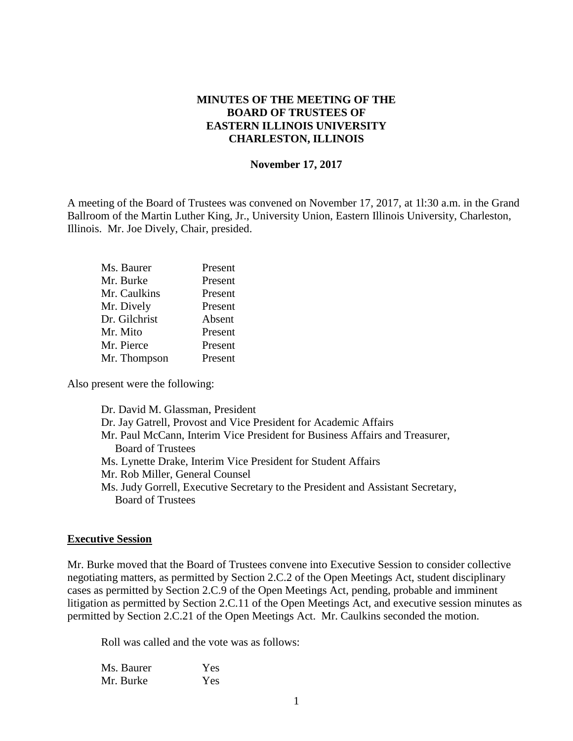**MINUTES OF THE MEETING OF THE**
**BOARD OF TRUSTEES OF**
**EASTERN ILLINOIS UNIVERSITY**
**CHARLESTON, ILLINOIS**

**November 17, 2017**

A meeting of the Board of Trustees was convened on November 17, 2017, at 1l:30 a.m. in the Grand Ballroom of the Martin Luther King, Jr., University Union, Eastern Illinois University, Charleston, Illinois. Mr. Joe Dively, Chair, presided.

| | |
|---|---|
| Ms. Baurer | Present |
| Mr. Burke | Present |
| Mr. Caulkins | Present |
| Mr. Dively | Present |
| Dr. Gilchrist | Absent |
| Mr. Mito | Present |
| Mr. Pierce | Present |
| Mr. Thompson | Present |

Also present were the following:

Dr. David M. Glassman, President
Dr. Jay Gatrell, Provost and Vice President for Academic Affairs
Mr. Paul McCann, Interim Vice President for Business Affairs and Treasurer, Board of Trustees
Ms. Lynette Drake, Interim Vice President for Student Affairs
Mr. Rob Miller, General Counsel
Ms. Judy Gorrell, Executive Secretary to the President and Assistant Secretary, Board of Trustees

**Executive Session**

Mr. Burke moved that the Board of Trustees convene into Executive Session to consider collective negotiating matters, as permitted by Section 2.C.2 of the Open Meetings Act, student disciplinary cases as permitted by Section 2.C.9 of the Open Meetings Act, pending, probable and imminent litigation as permitted by Section 2.C.11 of the Open Meetings Act, and executive session minutes as permitted by Section 2.C.21 of the Open Meetings Act. Mr. Caulkins seconded the motion.

Roll was called and the vote was as follows:

| | |
|---|---|
| Ms. Baurer | Yes |
| Mr. Burke | Yes |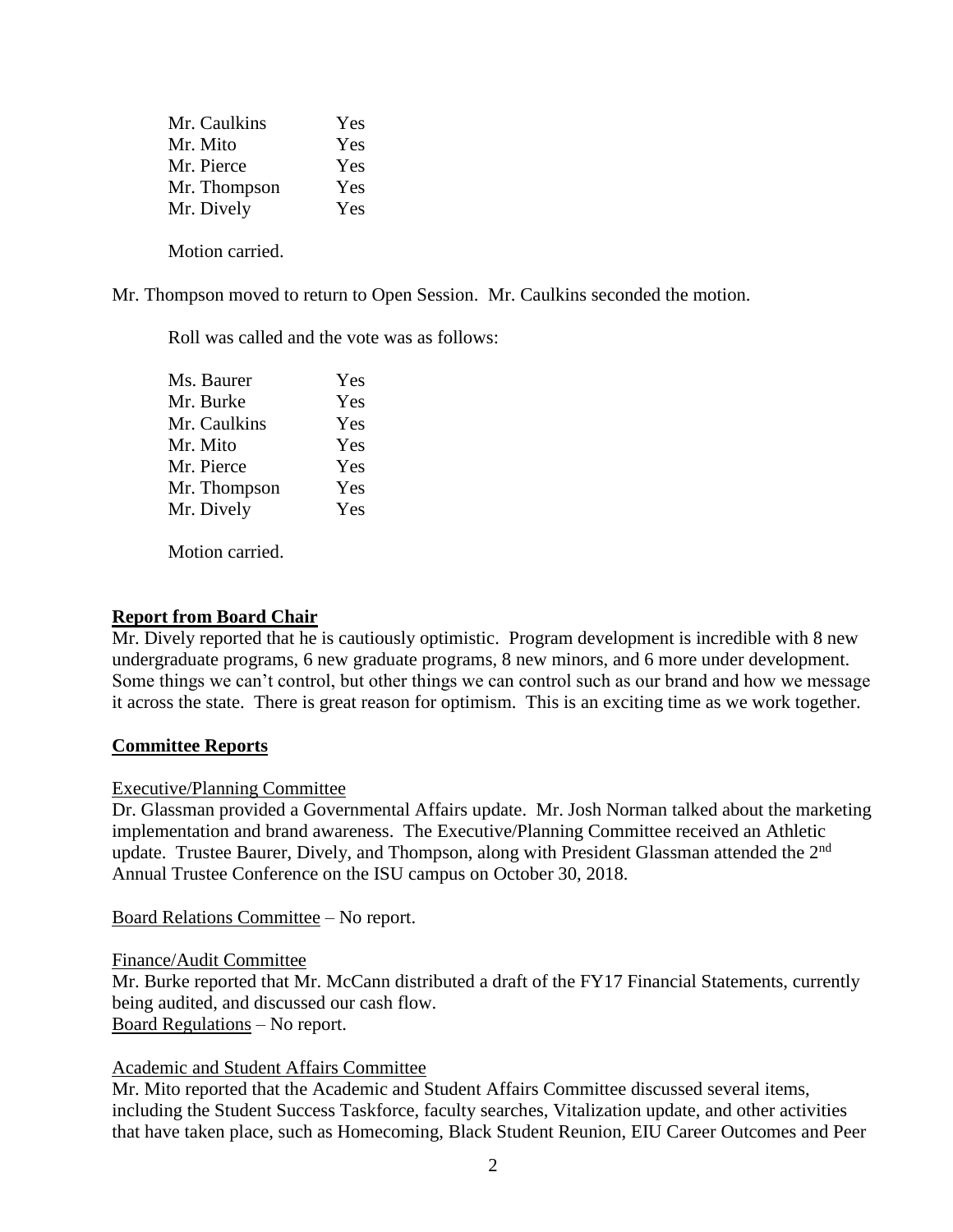| | |
|---|---|
| Mr. Caulkins | Yes |
| Mr. Mito | Yes |
| Mr. Pierce | Yes |
| Mr. Thompson | Yes |
| Mr. Dively | Yes |

Motion carried.

Mr. Thompson moved to return to Open Session. Mr. Caulkins seconded the motion.

Roll was called and the vote was as follows:

| | |
|---|---|
| Ms. Baurer | Yes |
| Mr. Burke | Yes |
| Mr. Caulkins | Yes |
| Mr. Mito | Yes |
| Mr. Pierce | Yes |
| Mr. Thompson | Yes |
| Mr. Dively | Yes |

Motion carried.

## Report from Board Chair

Mr. Dively reported that he is cautiously optimistic. Program development is incredible with 8 new undergraduate programs, 6 new graduate programs, 8 new minors, and 6 more under development. Some things we can't control, but other things we can control such as our brand and how we message it across the state. There is great reason for optimism. This is an exciting time as we work together.

## Committee Reports

### Executive/Planning Committee

Dr. Glassman provided a Governmental Affairs update. Mr. Josh Norman talked about the marketing implementation and brand awareness. The Executive/Planning Committee received an Athletic update. Trustee Baurer, Dively, and Thompson, along with President Glassman attended the 2nd Annual Trustee Conference on the ISU campus on October 30, 2018.

Board Relations Committee – No report.

### Finance/Audit Committee

Mr. Burke reported that Mr. McCann distributed a draft of the FY17 Financial Statements, currently being audited, and discussed our cash flow.

Board Regulations – No report.

### Academic and Student Affairs Committee

Mr. Mito reported that the Academic and Student Affairs Committee discussed several items, including the Student Success Taskforce, faculty searches, Vitalization update, and other activities that have taken place, such as Homecoming, Black Student Reunion, EIU Career Outcomes and Peer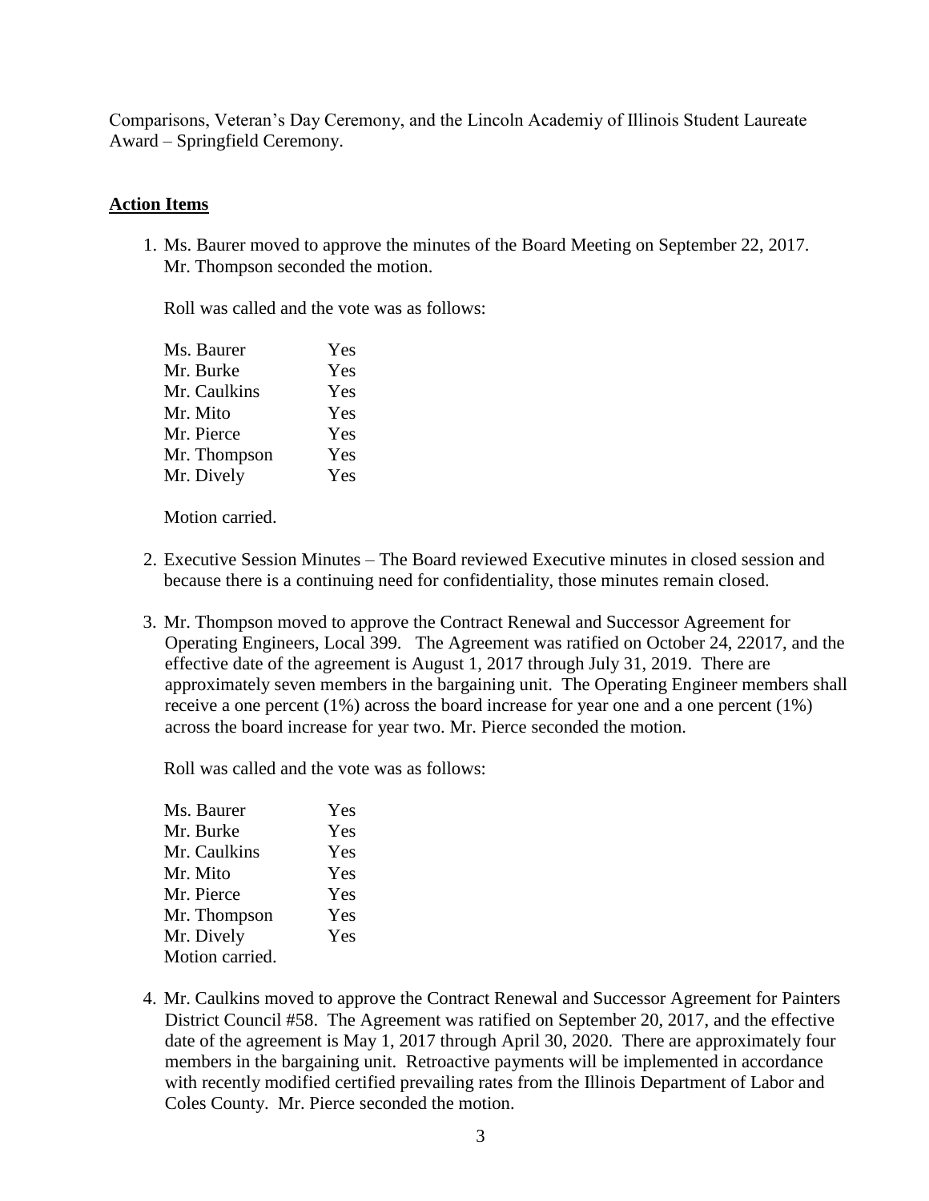Comparisons, Veteran's Day Ceremony, and the Lincoln Academiy of Illinois Student Laureate Award – Springfield Ceremony.

**Action Items**

1. Ms. Baurer moved to approve the minutes of the Board Meeting on September 22, 2017. Mr. Thompson seconded the motion.

   Roll was called and the vote was as follows:

   | | |
   |---|---|
   | Ms. Baurer | Yes |
   | Mr. Burke | Yes |
   | Mr. Caulkins | Yes |
   | Mr. Mito | Yes |
   | Mr. Pierce | Yes |
   | Mr. Thompson | Yes |
   | Mr. Dively | Yes |

   Motion carried.

2. Executive Session Minutes – The Board reviewed Executive minutes in closed session and because there is a continuing need for confidentiality, those minutes remain closed.

3. Mr. Thompson moved to approve the Contract Renewal and Successor Agreement for Operating Engineers, Local 399. The Agreement was ratified on October 24, 22017, and the effective date of the agreement is August 1, 2017 through July 31, 2019. There are approximately seven members in the bargaining unit. The Operating Engineer members shall receive a one percent (1%) across the board increase for year one and a one percent (1%) across the board increase for year two. Mr. Pierce seconded the motion.

   Roll was called and the vote was as follows:

   | | |
   |---|---|
   | Ms. Baurer | Yes |
   | Mr. Burke | Yes |
   | Mr. Caulkins | Yes |
   | Mr. Mito | Yes |
   | Mr. Pierce | Yes |
   | Mr. Thompson | Yes |
   | Mr. Dively | Yes |

   Motion carried.

4. Mr. Caulkins moved to approve the Contract Renewal and Successor Agreement for Painters District Council #58. The Agreement was ratified on September 20, 2017, and the effective date of the agreement is May 1, 2017 through April 30, 2020. There are approximately four members in the bargaining unit. Retroactive payments will be implemented in accordance with recently modified certified prevailing rates from the Illinois Department of Labor and Coles County. Mr. Pierce seconded the motion.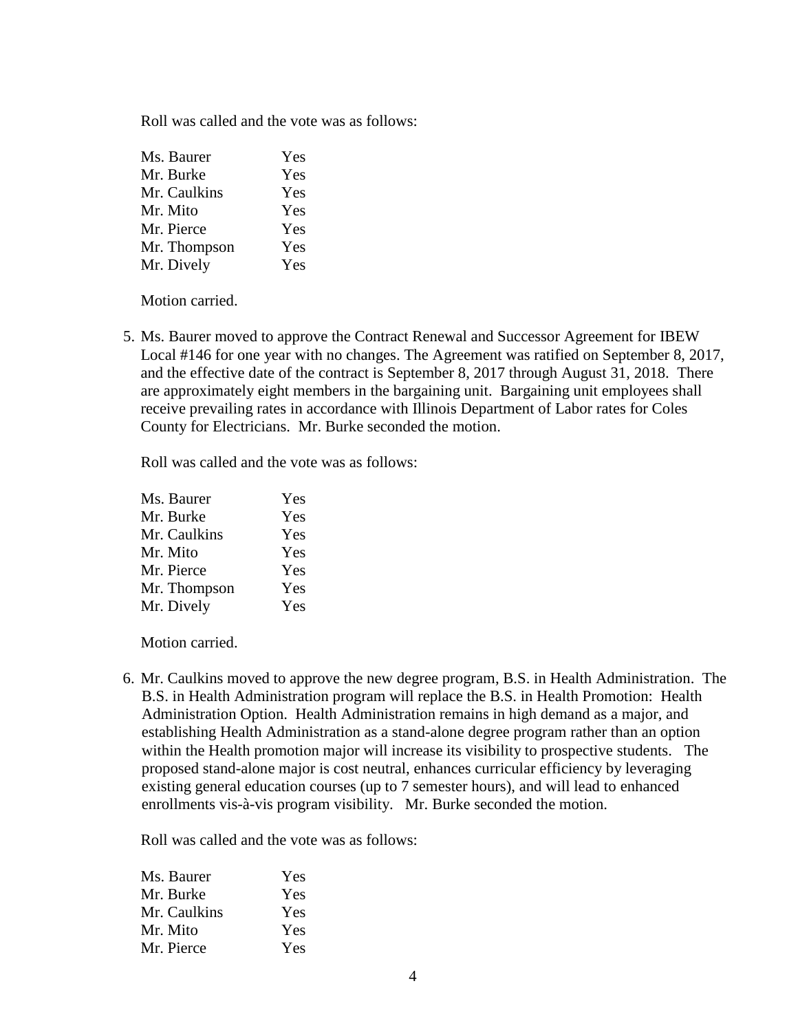Roll was called and the vote was as follows:

| | |
|---|---|
| Ms. Baurer | Yes |
| Mr. Burke | Yes |
| Mr. Caulkins | Yes |
| Mr. Mito | Yes |
| Mr. Pierce | Yes |
| Mr. Thompson | Yes |
| Mr. Dively | Yes |

Motion carried.

5. Ms. Baurer moved to approve the Contract Renewal and Successor Agreement for IBEW Local #146 for one year with no changes. The Agreement was ratified on September 8, 2017, and the effective date of the contract is September 8, 2017 through August 31, 2018. There are approximately eight members in the bargaining unit. Bargaining unit employees shall receive prevailing rates in accordance with Illinois Department of Labor rates for Coles County for Electricians. Mr. Burke seconded the motion.

Roll was called and the vote was as follows:

| | |
|---|---|
| Ms. Baurer | Yes |
| Mr. Burke | Yes |
| Mr. Caulkins | Yes |
| Mr. Mito | Yes |
| Mr. Pierce | Yes |
| Mr. Thompson | Yes |
| Mr. Dively | Yes |

Motion carried.

6. Mr. Caulkins moved to approve the new degree program, B.S. in Health Administration. The B.S. in Health Administration program will replace the B.S. in Health Promotion: Health Administration Option. Health Administration remains in high demand as a major, and establishing Health Administration as a stand-alone degree program rather than an option within the Health promotion major will increase its visibility to prospective students. The proposed stand-alone major is cost neutral, enhances curricular efficiency by leveraging existing general education courses (up to 7 semester hours), and will lead to enhanced enrollments vis-à-vis program visibility. Mr. Burke seconded the motion.

Roll was called and the vote was as follows:

| | |
|---|---|
| Ms. Baurer | Yes |
| Mr. Burke | Yes |
| Mr. Caulkins | Yes |
| Mr. Mito | Yes |
| Mr. Pierce | Yes |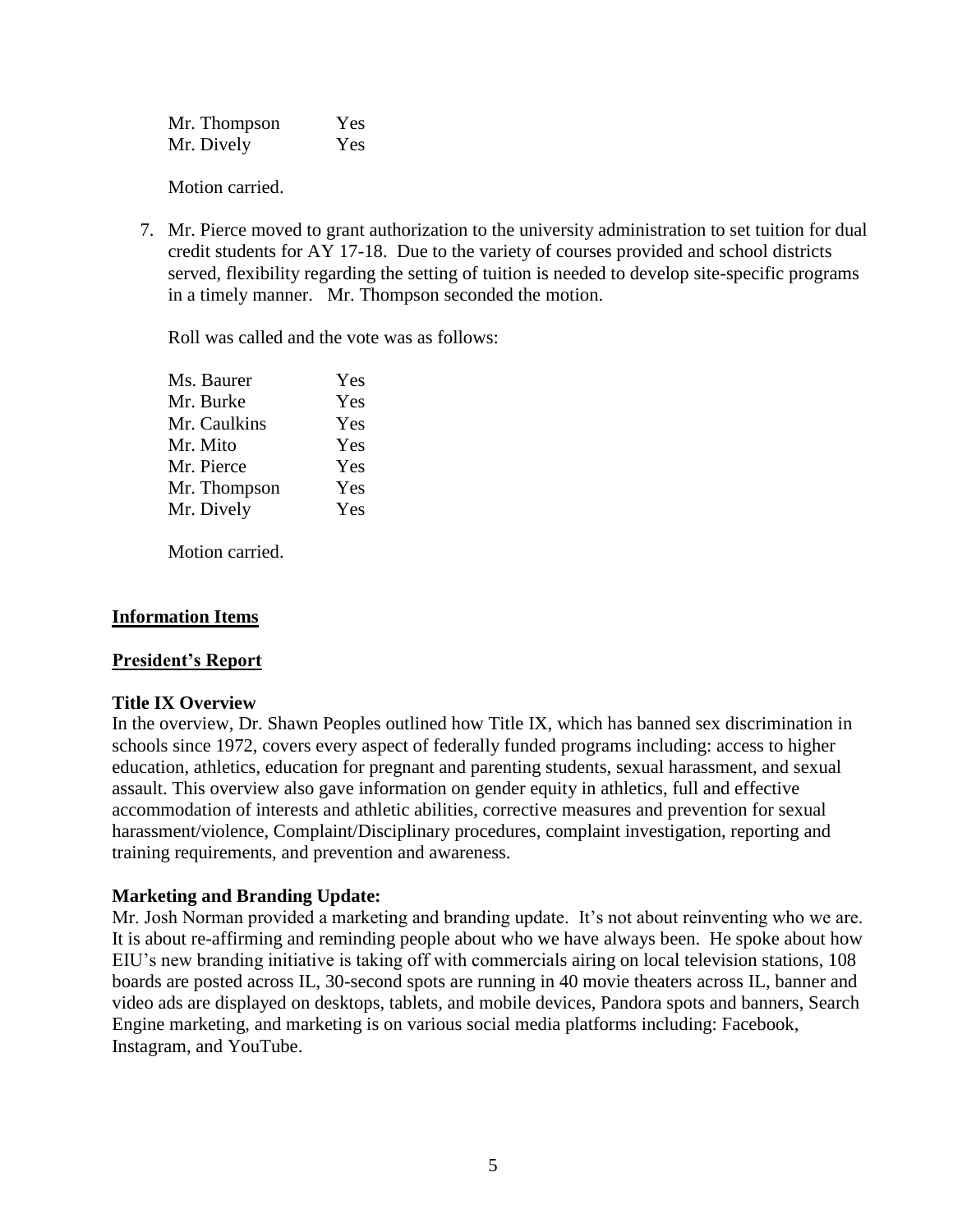| | |
|---|---|
| Mr. Thompson | Yes |
| Mr. Dively | Yes |

Motion carried.

7. Mr. Pierce moved to grant authorization to the university administration to set tuition for dual credit students for AY 17-18. Due to the variety of courses provided and school districts served, flexibility regarding the setting of tuition is needed to develop site-specific programs in a timely manner. Mr. Thompson seconded the motion.

   Roll was called and the vote was as follows:

   | | |
   |---|---|
   | Ms. Baurer | Yes |
   | Mr. Burke | Yes |
   | Mr. Caulkins | Yes |
   | Mr. Mito | Yes |
   | Mr. Pierce | Yes |
   | Mr. Thompson | Yes |
   | Mr. Dively | Yes |

   Motion carried.

## Information Items

## President's Report

**Title IX Overview**

In the overview, Dr. Shawn Peoples outlined how Title IX, which has banned sex discrimination in schools since 1972, covers every aspect of federally funded programs including: access to higher education, athletics, education for pregnant and parenting students, sexual harassment, and sexual assault. This overview also gave information on gender equity in athletics, full and effective accommodation of interests and athletic abilities, corrective measures and prevention for sexual harassment/violence, Complaint/Disciplinary procedures, complaint investigation, reporting and training requirements, and prevention and awareness.

**Marketing and Branding Update:**

Mr. Josh Norman provided a marketing and branding update. It's not about reinventing who we are. It is about re-affirming and reminding people about who we have always been. He spoke about how EIU's new branding initiative is taking off with commercials airing on local television stations, 108 boards are posted across IL, 30-second spots are running in 40 movie theaters across IL, banner and video ads are displayed on desktops, tablets, and mobile devices, Pandora spots and banners, Search Engine marketing, and marketing is on various social media platforms including: Facebook, Instagram, and YouTube.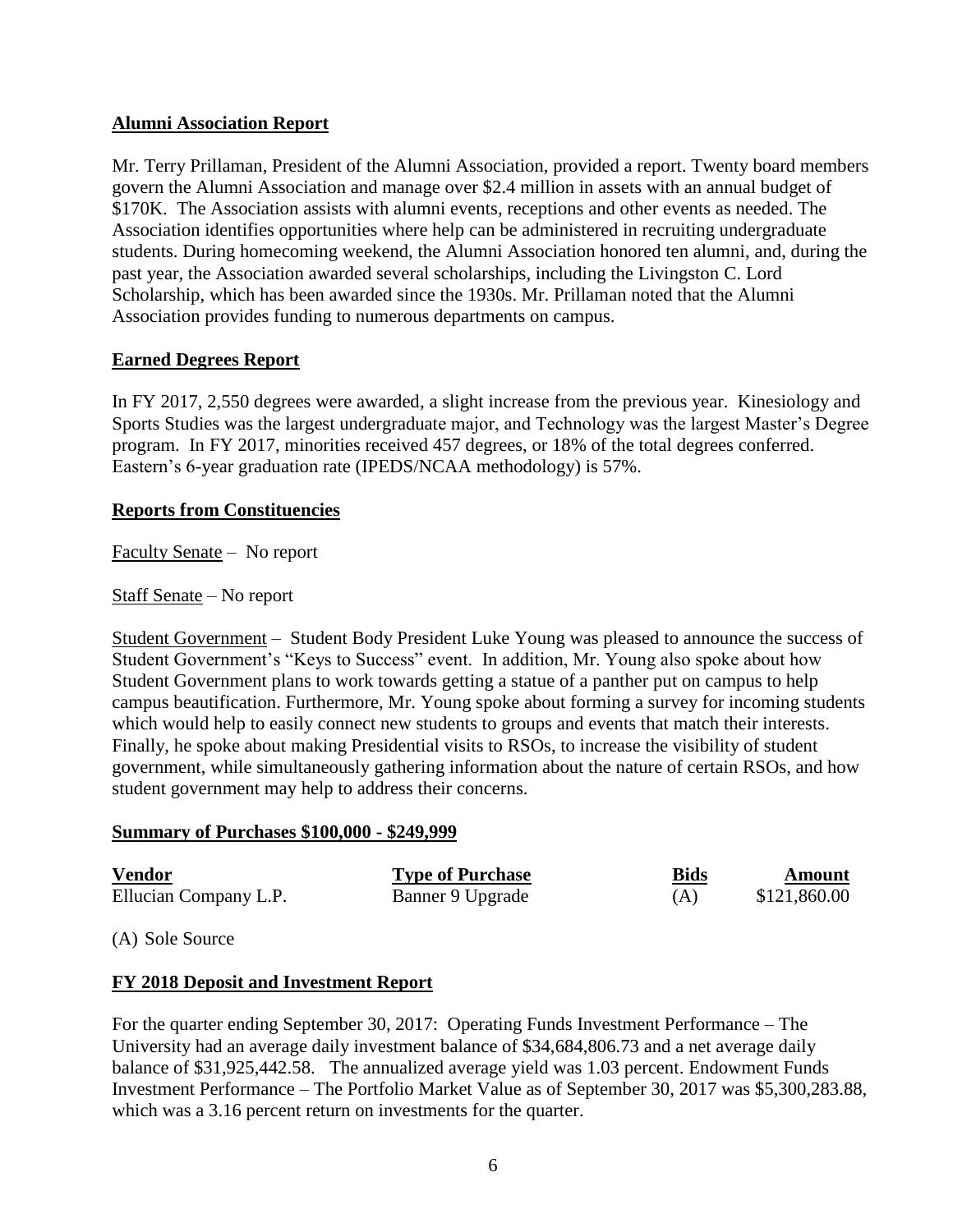**Alumni Association Report**

Mr. Terry Prillaman, President of the Alumni Association, provided a report. Twenty board members govern the Alumni Association and manage over $2.4 million in assets with an annual budget of $170K. The Association assists with alumni events, receptions and other events as needed. The Association identifies opportunities where help can be administered in recruiting undergraduate students. During homecoming weekend, the Alumni Association honored ten alumni, and, during the past year, the Association awarded several scholarships, including the Livingston C. Lord Scholarship, which has been awarded since the 1930s. Mr. Prillaman noted that the Alumni Association provides funding to numerous departments on campus.

**Earned Degrees Report**

In FY 2017, 2,550 degrees were awarded, a slight increase from the previous year. Kinesiology and Sports Studies was the largest undergraduate major, and Technology was the largest Master's Degree program. In FY 2017, minorities received 457 degrees, or 18% of the total degrees conferred. Eastern's 6-year graduation rate (IPEDS/NCAA methodology) is 57%.

**Reports from Constituencies**

Faculty Senate – No report

Staff Senate – No report

Student Government – Student Body President Luke Young was pleased to announce the success of Student Government's "Keys to Success" event. In addition, Mr. Young also spoke about how Student Government plans to work towards getting a statue of a panther put on campus to help campus beautification. Furthermore, Mr. Young spoke about forming a survey for incoming students which would help to easily connect new students to groups and events that match their interests. Finally, he spoke about making Presidential visits to RSOs, to increase the visibility of student government, while simultaneously gathering information about the nature of certain RSOs, and how student government may help to address their concerns.

**Summary of Purchases $100,000 - $249,999**

| Vendor | Type of Purchase | Bids | Amount |
|---|---|---|---|
| Ellucian Company L.P. | Banner 9 Upgrade | (A) | $121,860.00 |

(A) Sole Source

**FY 2018 Deposit and Investment Report**

For the quarter ending September 30, 2017: Operating Funds Investment Performance – The University had an average daily investment balance of $34,684,806.73 and a net average daily balance of $31,925,442.58. The annualized average yield was 1.03 percent. Endowment Funds Investment Performance – The Portfolio Market Value as of September 30, 2017 was $5,300,283.88, which was a 3.16 percent return on investments for the quarter.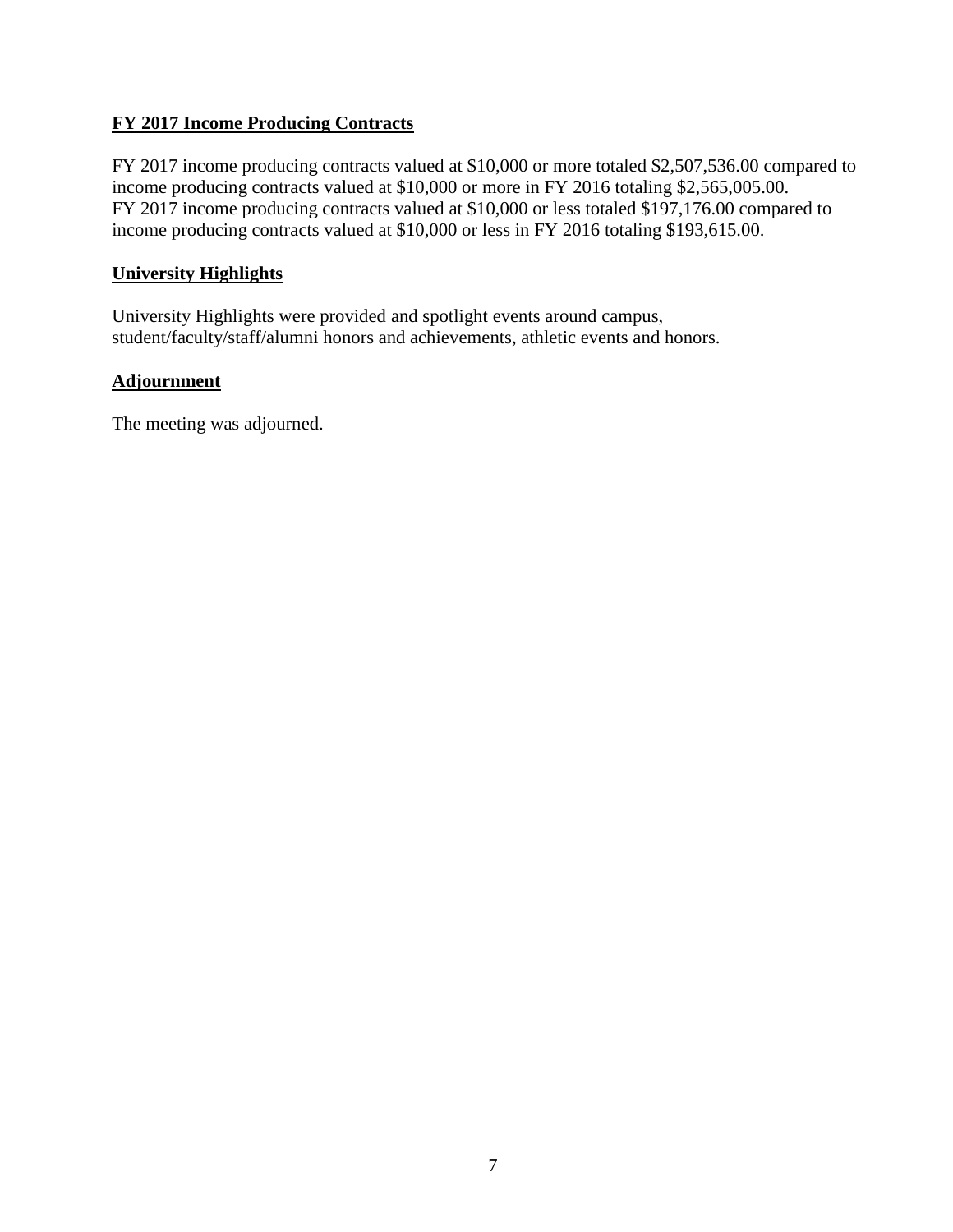**FY 2017 Income Producing Contracts**

FY 2017 income producing contracts valued at $10,000 or more totaled $2,507,536.00 compared to income producing contracts valued at $10,000 or more in FY 2016 totaling $2,565,005.00.
FY 2017 income producing contracts valued at $10,000 or less totaled $197,176.00 compared to income producing contracts valued at $10,000 or less in FY 2016 totaling $193,615.00.

**University Highlights**

University Highlights were provided and spotlight events around campus, student/faculty/staff/alumni honors and achievements, athletic events and honors.

**Adjournment**

The meeting was adjourned.